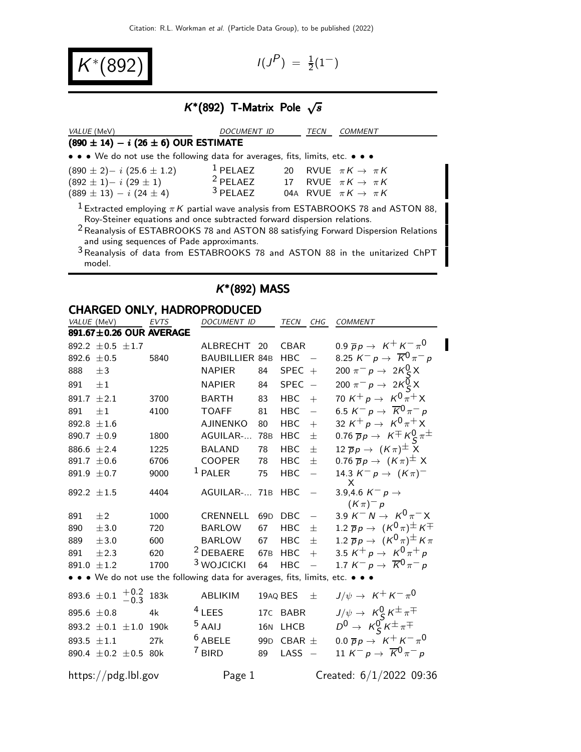# $K^*(892)$

$I(J^P) = \frac{1}{2}(1^-)$

## $K^*(892)$ T-Matrix Pole $\sqrt{s}$

| VALUE (MeV) | DOCUMENT ID | | TECN | COMMENT |
|---|---|---|---|---|
| **$(890 \pm 14) - i\,(26 \pm 6)$ OUR ESTIMATE** | | | | |
| • • • We do not use the following data for averages, fits, limits, etc. • • • | | | | |
| $(890 \pm 2) - i\,(25.6 \pm 1.2)$ | [1] PELAEZ | 20 | RVUE | $\pi K \to \pi K$ |
| $(892 \pm 1) - i\,(29 \pm 1)$ | [2] PELAEZ | 17 | RVUE | $\pi K \to \pi K$ |
| $(889 \pm 13) - i\,(24 \pm 4)$ | [3] PELAEZ | 04A | RVUE | $\pi K \to \pi K$ |

[1] Extracted employing $\pi K$ partial wave analysis from ESTABROOKS 78 and ASTON 88, Roy-Steiner equations and once subtracted forward dispersion relations.

[2] Reanalysis of ESTABROOKS 78 and ASTON 88 satisfying Forward Dispersion Relations and using sequences of Pade approximants.

[3] Reanalysis of data from ESTABROOKS 78 and ASTON 88 in the unitarized ChPT model.

## $K^*(892)$ MASS

### CHARGED ONLY, HADROPRODUCED

| VALUE (MeV) | EVTS | DOCUMENT ID | | TECN | CHG | COMMENT |
|---|---|---|---|---|---|---|
| **891.67±0.26 OUR AVERAGE** | | | | | | |
| 892.2 ±0.5 ±1.7 | | ALBRECHT | 20 | CBAR | | 0.9 $\overline{p}p \to K^+K^-\pi^0$ |
| 892.6 ±0.5 | 5840 | BAUBILLIER | 84B | HBC | $-$ | 8.25 $K^-p \to \overline{K}^0\pi^-p$ |
| 888 ±3 | | NAPIER | 84 | SPEC | $+$ | 200 $\pi^-p \to 2K^0_S X$ |
| 891 ±1 | | NAPIER | 84 | SPEC | $-$ | 200 $\pi^-p \to 2K^0_S X$ |
| 891.7 ±2.1 | 3700 | BARTH | 83 | HBC | $+$ | 70 $K^+p \to K^0\pi^+X$ |
| 891 ±1 | 4100 | TOAFF | 81 | HBC | $-$ | 6.5 $K^-p \to \overline{K}^0\pi^-p$ |
| 892.8 ±1.6 | | AJINENKO | 80 | HBC | $+$ | 32 $K^+p \to K^0\pi^+X$ |
| 890.7 ±0.9 | 1800 | AGUILAR-... | 78B | HBC | $\pm$ | 0.76 $\overline{p}p \to K^{\mp}K^0_S\pi^{\pm}$ |
| 886.6 ±2.4 | 1225 | BALAND | 78 | HBC | $\pm$ | 12 $\overline{p}p \to (K\pi)^{\pm}X$ |
| 891.7 ±0.6 | 6706 | COOPER | 78 | HBC | $\pm$ | 0.76 $\overline{p}p \to (K\pi)^{\pm}X$ |
| 891.9 ±0.7 | 9000 | [1] PALER | 75 | HBC | $-$ | 14.3 $K^-p \to (K\pi)^-X$ |
| 892.2 ±1.5 | 4404 | AGUILAR-... | 71B | HBC | $-$ | 3.9,4.6 $K^-p \to (K\pi)^-p$ |
| 891 ±2 | 1000 | CRENNELL | 69D | DBC | $-$ | 3.9 $K^-N \to K^0\pi^-X$ |
| 890 ±3.0 | 720 | BARLOW | 67 | HBC | $\pm$ | 1.2 $\overline{p}p \to (K^0\pi)^{\pm}K^{\mp}$ |
| 889 ±3.0 | 600 | BARLOW | 67 | HBC | $\pm$ | 1.2 $\overline{p}p \to (K^0\pi)^{\pm}K\pi$ |
| 891 ±2.3 | 620 | [2] DEBAERE | 67B | HBC | $+$ | 3.5 $K^+p \to K^0\pi^+p$ |
| 891.0 ±1.2 | 1700 | [3] WOJCICKI | 64 | HBC | $-$ | 1.7 $K^-p \to \overline{K}^0\pi^-p$ |
| • • • We do not use the following data for averages, fits, limits, etc. • • • | | | | | | |
| 893.6 ±0.1 $^{+0.2}_{-0.3}$ | 183k | ABLIKIM | 19AQ | BES | $\pm$ | $J/\psi \to K^+K^-\pi^0$ |
| 895.6 ±0.8 | 4k | [4] LEES | 17C | BABR | | $J/\psi \to K^0_S K^{\pm}\pi^{\mp}$ |
| 893.2 ±0.1 ±1.0 | 190k | [5] AAIJ | 16N | LHCB | | $D^0 \to K^0_S K^{\pm}\pi^{\mp}$ |
| 893.5 ±1.1 | 27k | [6] ABELE | 99D | CBAR | $\pm$ | 0.0 $\overline{p}p \to K^+K^-\pi^0$ |
| 890.4 ±0.2 ±0.5 | 80k | [7] BIRD | 89 | LASS | $-$ | 11 $K^-p \to \overline{K}^0\pi^-p$ |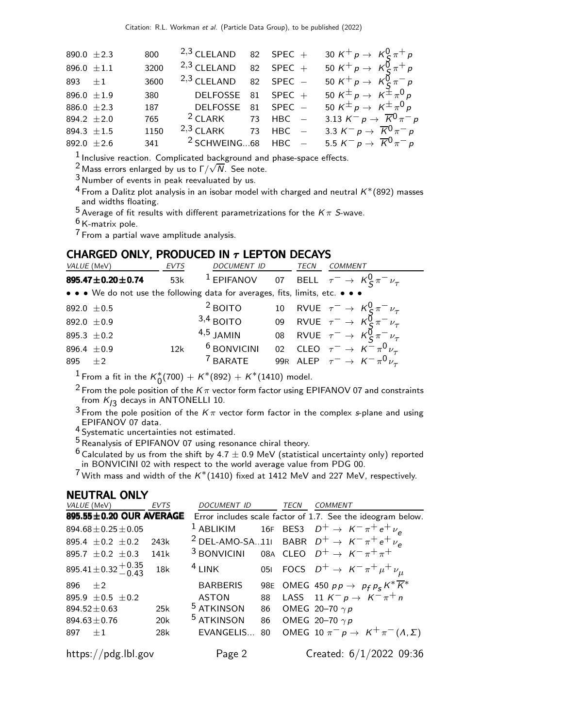| VALUE (MeV) | EVTS | DOCUMENT ID | | TECN | COMMENT |
|---|---|---|---|---|---|
| 890.0 ±2.3 | 800 | [2,3] CLELAND | 82 | SPEC + | 30 $K^+ p \to K^0_S \pi^+ p$ |
| 896.0 ±1.1 | 3200 | [2,3] CLELAND | 82 | SPEC + | 50 $K^+ p \to K^0_S \pi^+ p$ |
| 893 ±1 | 3600 | [2,3] CLELAND | 82 | SPEC − | 50 $K^+ p \to K^0_S \pi^- p$ |
| 896.0 ±1.9 | 380 | DELFOSSE | 81 | SPEC + | 50 $K^\pm p \to K^\pm \pi^0 p$ |
| 886.0 ±2.3 | 187 | DELFOSSE | 81 | SPEC − | 50 $K^\pm p \to K^\pm \pi^0 p$ |
| 894.2 ±2.0 | 765 | [2] CLARK | 73 | HBC − | 3.13 $K^- p \to \overline{K}^0 \pi^- p$ |
| 894.3 ±1.5 | 1150 | [2,3] CLARK | 73 | HBC − | 3.3 $K^- p \to \overline{K}^0 \pi^- p$ |
| 892.0 ±2.6 | 341 | [2] SCHWEING...68 | | HBC − | 5.5 $K^- p \to \overline{K}^0 \pi^- p$ |

[1] Inclusive reaction. Complicated background and phase-space effects.
[2] Mass errors enlarged by us to $\Gamma/\sqrt{N}$. See note.
[3] Number of events in peak reevaluated by us.
[4] From a Dalitz plot analysis in an isobar model with charged and neutral $K^*(892)$ masses and widths floating.
[5] Average of fit results with different parametrizations for the $K\pi$ $S$-wave.
[6] K-matrix pole.
[7] From a partial wave amplitude analysis.

## CHARGED ONLY, PRODUCED IN $\tau$ LEPTON DECAYS

| VALUE (MeV) | EVTS | DOCUMENT ID | | TECN | COMMENT |
|---|---|---|---|---|---|
| **895.47±0.20±0.74** | 53k | [1] EPIFANOV | 07 | BELL | $\tau^- \to K^0_S \pi^- \nu_\tau$ |
| • • • We do not use the following data for averages, fits, limits, etc. • • • | | | | | |
| 892.0 ±0.5 | | [2] BOITO | 10 | RVUE | $\tau^- \to K^0_S \pi^- \nu_\tau$ |
| 892.0 ±0.9 | | [3,4] BOITO | 09 | RVUE | $\tau^- \to K^0_S \pi^- \nu_\tau$ |
| 895.3 ±0.2 | | [4,5] JAMIN | 08 | RVUE | $\tau^- \to K^0_S \pi^- \nu_\tau$ |
| 896.4 ±0.9 | 12k | [6] BONVICINI | 02 | CLEO | $\tau^- \to K^- \pi^0 \nu_\tau$ |
| 895 ±2 | | [7] BARATE | 99R | ALEP | $\tau^- \to K^- \pi^0 \nu_\tau$ |

[1] From a fit in the $K^*_0(700) + K^*(892) + K^*(1410)$ model.
[2] From the pole position of the $K\pi$ vector form factor using EPIFANOV 07 and constraints from $K_{l3}$ decays in ANTONELLI 10.
[3] From the pole position of the $K\pi$ vector form factor in the complex $s$-plane and using EPIFANOV 07 data.
[4] Systematic uncertainties not estimated.
[5] Reanalysis of EPIFANOV 07 using resonance chiral theory.
[6] Calculated by us from the shift by 4.7 ± 0.9 MeV (statistical uncertainty only) reported in BONVICINI 02 with respect to the world average value from PDG 00.
[7] With mass and width of the $K^*(1410)$ fixed at 1412 MeV and 227 MeV, respectively.

## NEUTRAL ONLY

| VALUE (MeV) | EVTS | DOCUMENT ID | | TECN | COMMENT |
|---|---|---|---|---|---|
| **895.55±0.20 OUR AVERAGE** | | Error includes scale factor of 1.7. See the ideogram below. | | | |
| 894.68±0.25±0.05 | | [1] ABLIKIM | 16F | BES3 | $D^+ \to K^- \pi^+ e^+ \nu_e$ |
| 895.4 ±0.2 ±0.2 | 243k | [2] DEL-AMO-SA...11I | | BABR | $D^+ \to K^- \pi^+ e^+ \nu_e$ |
| 895.7 ±0.2 ±0.3 | 141k | [3] BONVICINI | 08A | CLEO | $D^+ \to K^- \pi^+ \pi^+$ |
| $895.41 \pm 0.32 ^{+0.35}_{-0.43}$ | 18k | [4] LINK | 05I | FOCS | $D^+ \to K^- \pi^+ \mu^+ \nu_\mu$ |
| 896 ±2 | | BARBERIS | 98E | OMEG | 450 $pp \to p_f p_s K^* \overline{K}^*$ |
| 895.9 ±0.5 ±0.2 | | ASTON | 88 | LASS | 11 $K^- p \to K^- \pi^+ n$ |
| 894.52±0.63 | 25k | [5] ATKINSON | 86 | OMEG | 20–70 $\gamma p$ |
| 894.63±0.76 | 20k | [5] ATKINSON | 86 | OMEG | 20–70 $\gamma p$ |
| 897 ±1 | 28k | EVANGELIS... | 80 | OMEG | 10 $\pi^- p \to K^+ \pi^- (\Lambda, \Sigma)$ |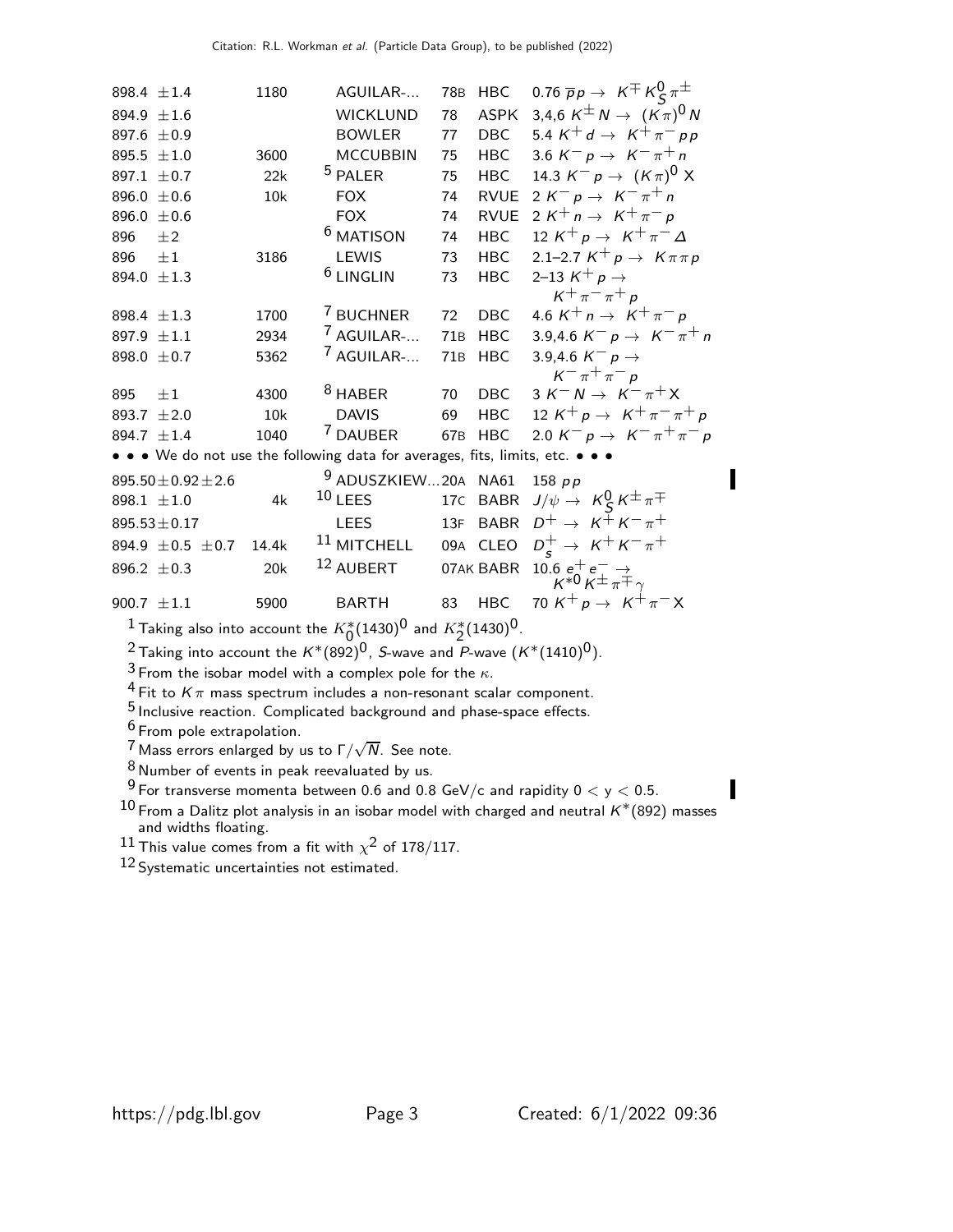| VALUE (MeV) | EVTS | DOCUMENT ID | | TECN | COMMENT |
|---|---|---|---|---|---|
| 898.4 $\pm$1.4 | 1180 | AGUILAR-... | 78B | HBC | 0.76 $\overline{p}p \rightarrow K^{\mp} K^0_S \pi^{\pm}$ |
| 894.9 $\pm$1.6 | | WICKLUND | 78 | ASPK | 3,4,6 $K^{\pm} N \rightarrow (K\pi)^0 N$ |
| 897.6 $\pm$0.9 | | BOWLER | 77 | DBC | 5.4 $K^+ d \rightarrow K^+ \pi^- pp$ |
| 895.5 $\pm$1.0 | 3600 | MCCUBBIN | 75 | HBC | 3.6 $K^- p \rightarrow K^- \pi^+ n$ |
| 897.1 $\pm$0.7 | 22k | [5] PALER | 75 | HBC | 14.3 $K^- p \rightarrow (K\pi)^0$ X |
| 896.0 $\pm$0.6 | 10k | FOX | 74 | RVUE | 2 $K^- p \rightarrow K^- \pi^+ n$ |
| 896.0 $\pm$0.6 | | FOX | 74 | RVUE | 2 $K^+ n \rightarrow K^+ \pi^- p$ |
| 896 $\pm$2 | | [6] MATISON | 74 | HBC | 12 $K^+ p \rightarrow K^+ \pi^- \Delta$ |
| 896 $\pm$1 | 3186 | LEWIS | 73 | HBC | 2.1–2.7 $K^+ p \rightarrow K\pi\pi p$ |
| 894.0 $\pm$1.3 | | [6] LINGLIN | 73 | HBC | 2–13 $K^+ p \rightarrow K^+ \pi^- \pi^+ p$ |
| 898.4 $\pm$1.3 | 1700 | [7] BUCHNER | 72 | DBC | 4.6 $K^+ n \rightarrow K^+ \pi^- p$ |
| 897.9 $\pm$1.1 | 2934 | [7] AGUILAR-... | 71B | HBC | 3.9,4.6 $K^- p \rightarrow K^- \pi^+ n$ |
| 898.0 $\pm$0.7 | 5362 | [7] AGUILAR-... | 71B | HBC | 3.9,4.6 $K^- p \rightarrow K^- \pi^+ \pi^- p$ |
| 895 $\pm$1 | 4300 | [8] HABER | 70 | DBC | 3 $K^- N \rightarrow K^- \pi^+$ X |
| 893.7 $\pm$2.0 | 10k | DAVIS | 69 | HBC | 12 $K^+ p \rightarrow K^+ \pi^- \pi^+ p$ |
| 894.7 $\pm$1.4 | 1040 | [7] DAUBER | 67B | HBC | 2.0 $K^- p \rightarrow K^- \pi^+ \pi^- p$ |

• • • We do not use the following data for averages, fits, limits, etc. • • •

| VALUE (MeV) | EVTS | DOCUMENT ID | | TECN | COMMENT |
|---|---|---|---|---|---|
| 895.50$\pm$0.92$\pm$2.6 | | [9] ADUSZKIEW... | 20A | NA61 | 158 $pp$ |
| 898.1 $\pm$1.0 | 4k | [10] LEES | 17C | BABR | $J/\psi \rightarrow K^0_S K^{\pm} \pi^{\mp}$ |
| 895.53$\pm$0.17 | | LEES | 13F | BABR | $D^+ \rightarrow K^+ K^- \pi^+$ |
| 894.9 $\pm$0.5 $\pm$0.7 | 14.4k | [11] MITCHELL | 09A | CLEO | $D^+_s \rightarrow K^+ K^- \pi^+$ |
| 896.2 $\pm$0.3 | 20k | [12] AUBERT | 07AK | BABR | 10.6 $e^+ e^- \rightarrow K^{*0} K^{\pm} \pi^{\mp} \gamma$ |
| 900.7 $\pm$1.1 | 5900 | BARTH | 83 | HBC | 70 $K^+ p \rightarrow K^+ \pi^-$ X |

[1] Taking also into account the $K^*_0(1430)^0$ and $K^*_2(1430)^0$.

[2] Taking into account the $K^*(892)^0$, S-wave and P-wave ($K^*(1410)^0$).

[3] From the isobar model with a complex pole for the $\kappa$.

[4] Fit to $K\pi$ mass spectrum includes a non-resonant scalar component.

[5] Inclusive reaction. Complicated background and phase-space effects.

[6] From pole extrapolation.

[7] Mass errors enlarged by us to $\Gamma/\sqrt{N}$. See note.

[8] Number of events in peak reevaluated by us.

[9] For transverse momenta between 0.6 and 0.8 GeV/c and rapidity $0 < y < 0.5$.

[10] From a Dalitz plot analysis in an isobar model with charged and neutral $K^*(892)$ masses and widths floating.

[11] This value comes from a fit with $\chi^2$ of 178/117.

[12] Systematic uncertainties not estimated.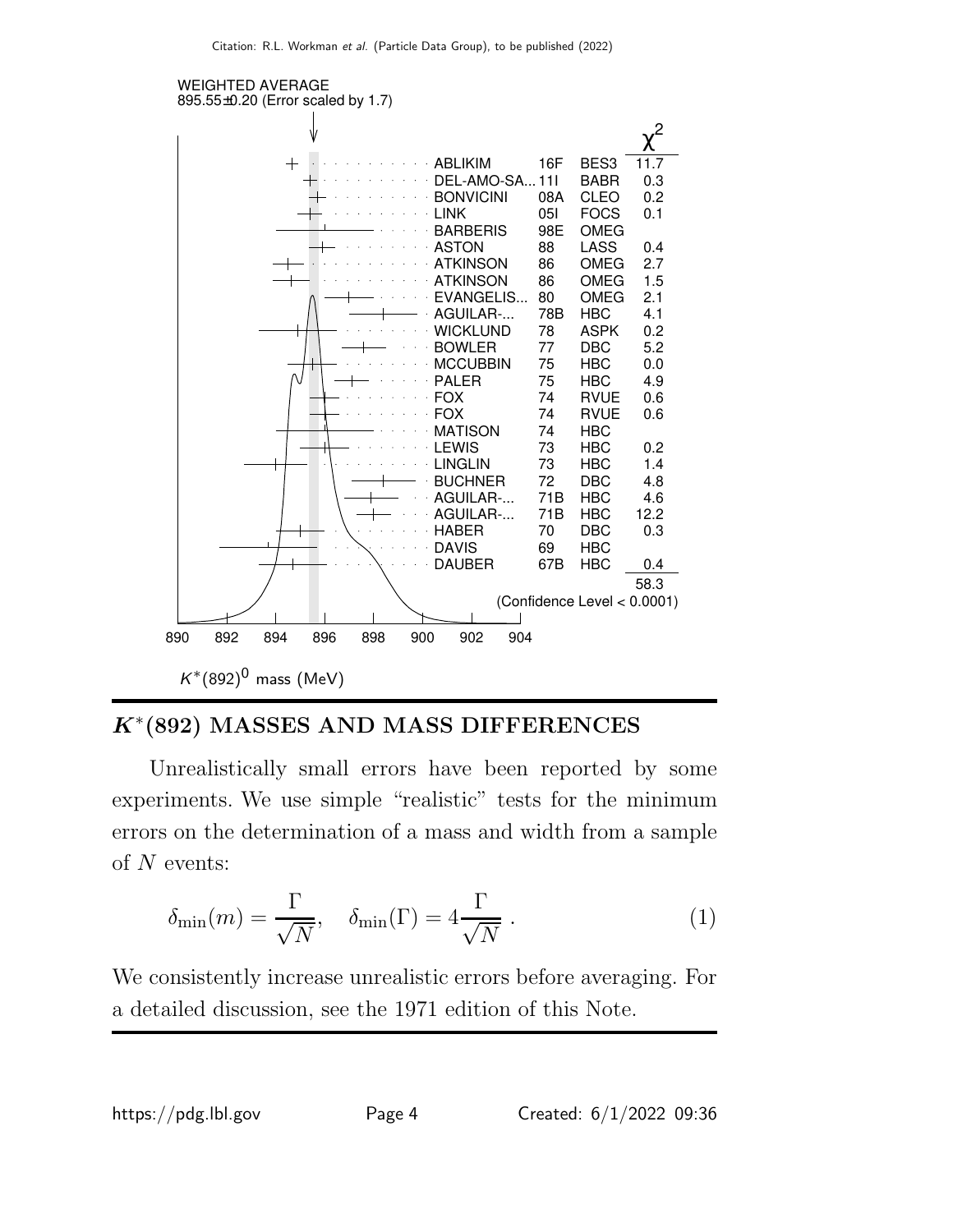WEIGHTED AVERAGE
895.55±0.20 (Error scaled by 1.7)

| | | | $\chi^2$ |
|---|---|---|---|
| ABLIKIM | 16F | BES3 | 11.7 |
| DEL-AMO-SA... | 11I | BABR | 0.3 |
| BONVICINI | 08A | CLEO | 0.2 |
| LINK | 05I | FOCS | 0.1 |
| BARBERIS | 98E | OMEG | |
| ASTON | 88 | LASS | 0.4 |
| ATKINSON | 86 | OMEG | 2.7 |
| ATKINSON | 86 | OMEG | 1.5 |
| EVANGELIS... | 80 | OMEG | 2.1 |
| AGUILAR-... | 78B | HBC | 4.1 |
| WICKLUND | 78 | ASPK | 0.2 |
| BOWLER | 77 | DBC | 5.2 |
| MCCUBBIN | 75 | HBC | 0.0 |
| PALER | 75 | HBC | 4.9 |
| FOX | 74 | RVUE | 0.6 |
| FOX | 74 | RVUE | 0.6 |
| MATISON | 74 | HBC | |
| LEWIS | 73 | HBC | 0.2 |
| LINGLIN | 73 | HBC | 1.4 |
| BUCHNER | 72 | DBC | 4.8 |
| AGUILAR-... | 71B | HBC | 4.6 |
| AGUILAR-... | 71B | HBC | 12.2 |
| HABER | 70 | DBC | 0.3 |
| DAVIS | 69 | HBC | |
| DAUBER | 67B | HBC | 0.4 |
| | | | 58.3 |

(Confidence Level < 0.0001)

$K^*(892)^0$ mass (MeV)

## $K^*(892)$ MASSES AND MASS DIFFERENCES

Unrealistically small errors have been reported by some experiments. We use simple "realistic" tests for the minimum errors on the determination of a mass and width from a sample of $N$ events:

$$\delta_{\min}(m) = \frac{\Gamma}{\sqrt{N}}, \quad \delta_{\min}(\Gamma) = 4\frac{\Gamma}{\sqrt{N}} . \tag{1}$$

We consistently increase unrealistic errors before averaging. For a detailed discussion, see the 1971 edition of this Note.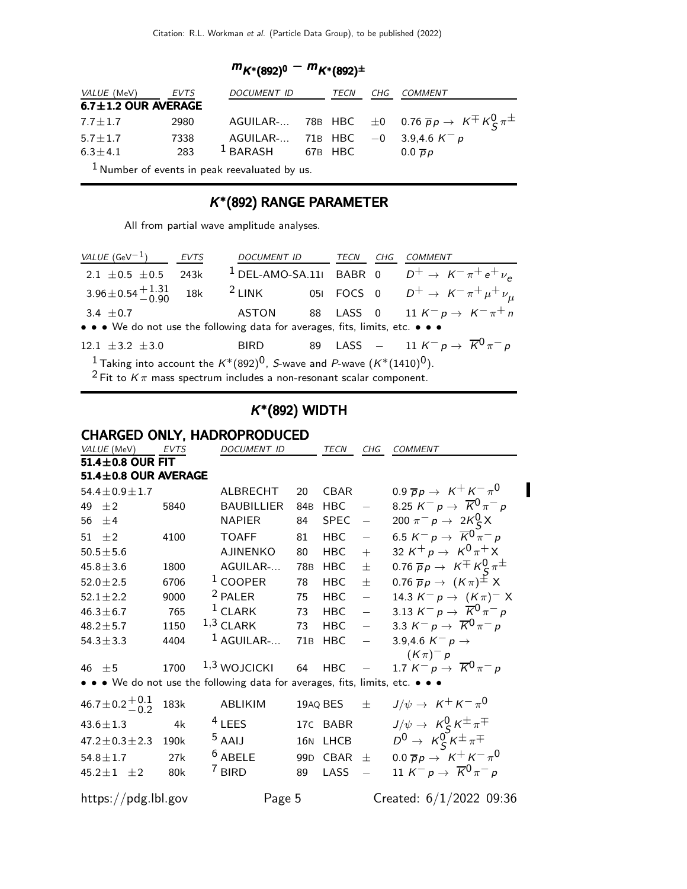## $m_{K^*(892)^0} - m_{K^*(892)^\pm}$

| VALUE (MeV) | EVTS | DOCUMENT ID | | TECN | CHG | COMMENT |
|---|---|---|---|---|---|---|
| **6.7±1.2 OUR AVERAGE** | | | | | | |
| 7.7±1.7 | 2980 | AGUILAR-... | 78B | HBC | ±0 | 0.76 $\overline{p}p \to K^\mp K^0_S \pi^\pm$ |
| 5.7±1.7 | 7338 | AGUILAR-... | 71B | HBC | −0 | 3.9,4.6 $K^- p$ |
| 6.3±4.1 | 283 | [1] BARASH | 67B | HBC | | 0.0 $\overline{p}p$ |

[1] Number of events in peak reevaluated by us.

## $K^*(892)$ RANGE PARAMETER

All from partial wave amplitude analyses.

| VALUE (GeV$^{-1}$) | EVTS | DOCUMENT ID | | TECN | CHG | COMMENT |
|---|---|---|---|---|---|---|
| 2.1 ±0.5 ±0.5 | 243k | [1] DEL-AMO-SA... | 11I | BABR | 0 | $D^+ \to K^- \pi^+ e^+ \nu_e$ |
| $3.96 \pm 0.54 ^{+1.31}_{-0.90}$ | 18k | [2] LINK | 05I | FOCS | 0 | $D^+ \to K^- \pi^+ \mu^+ \nu_\mu$ |
| 3.4 ±0.7 | | ASTON | 88 | LASS | 0 | 11 $K^- p \to K^- \pi^+ n$ |
| • • • We do not use the following data for averages, fits, limits, etc. • • • | | | | | | |
| 12.1 ±3.2 ±3.0 | | BIRD | 89 | LASS | − | 11 $K^- p \to \overline{K}^0 \pi^- p$ |

[1] Taking into account the $K^*(892)^0$, $S$-wave and $P$-wave ($K^*(1410)^0$).
[2] Fit to $K\pi$ mass spectrum includes a non-resonant scalar component.

## $K^*(892)$ WIDTH

### CHARGED ONLY, HADROPRODUCED

| VALUE (MeV) | EVTS | DOCUMENT ID | | TECN | CHG | COMMENT |
|---|---|---|---|---|---|---|
| **51.4±0.8 OUR FIT** | | | | | | |
| **51.4±0.8 OUR AVERAGE** | | | | | | |
| 54.4±0.9±1.7 | | ALBRECHT | 20 | CBAR | | 0.9 $\overline{p}p \to K^+ K^- \pi^0$ |
| 49 ±2 | 5840 | BAUBILLIER | 84B | HBC | − | 8.25 $K^- p \to \overline{K}^0 \pi^- p$ |
| 56 ±4 | | NAPIER | 84 | SPEC | − | 200 $\pi^- p \to 2K^0_S X$ |
| 51 ±2 | 4100 | TOAFF | 81 | HBC | − | 6.5 $K^- p \to \overline{K}^0 \pi^- p$ |
| 50.5±5.6 | | AJINENKO | 80 | HBC | + | 32 $K^+ p \to K^0 \pi^+ X$ |
| 45.8±3.6 | 1800 | AGUILAR-... | 78B | HBC | ± | 0.76 $\overline{p}p \to K^\mp K^0_S \pi^\pm$ |
| 52.0±2.5 | 6706 | [1] COOPER | 78 | HBC | ± | 0.76 $\overline{p}p \to (K\pi)^\pm X$ |
| 52.1±2.2 | 9000 | [2] PALER | 75 | HBC | − | 14.3 $K^- p \to (K\pi)^- X$ |
| 46.3±6.7 | 765 | [1] CLARK | 73 | HBC | − | 3.13 $K^- p \to \overline{K}^0 \pi^- p$ |
| 48.2±5.7 | 1150 | [1,3] CLARK | 73 | HBC | − | 3.3 $K^- p \to \overline{K}^0 \pi^- p$ |
| 54.3±3.3 | 4404 | [1] AGUILAR-... | 71B | HBC | − | 3.9,4.6 $K^- p \to (K\pi)^- p$ |
| 46 ±5 | 1700 | [1,3] WOJCICKI | 64 | HBC | − | 1.7 $K^- p \to \overline{K}^0 \pi^- p$ |
| • • • We do not use the following data for averages, fits, limits, etc. • • • | | | | | | |
| $46.7 \pm 0.2 ^{+0.1}_{-0.2}$ | 183k | ABLIKIM | 19AQ | BES | ± | $J/\psi \to K^+ K^- \pi^0$ |
| 43.6±1.3 | 4k | [4] LEES | 17C | BABR | | $J/\psi \to K^0_S K^\pm \pi^\mp$ |
| 47.2±0.3±2.3 | 190k | [5] AAIJ | 16N | LHCB | | $D^0 \to K^0_S K^\pm \pi^\mp$ |
| 54.8±1.7 | 27k | [6] ABELE | 99D | CBAR | ± | 0.0 $\overline{p}p \to K^+ K^- \pi^0$ |
| 45.2±1 ±2 | 80k | [7] BIRD | 89 | LASS | − | 11 $K^- p \to \overline{K}^0 \pi^- p$ |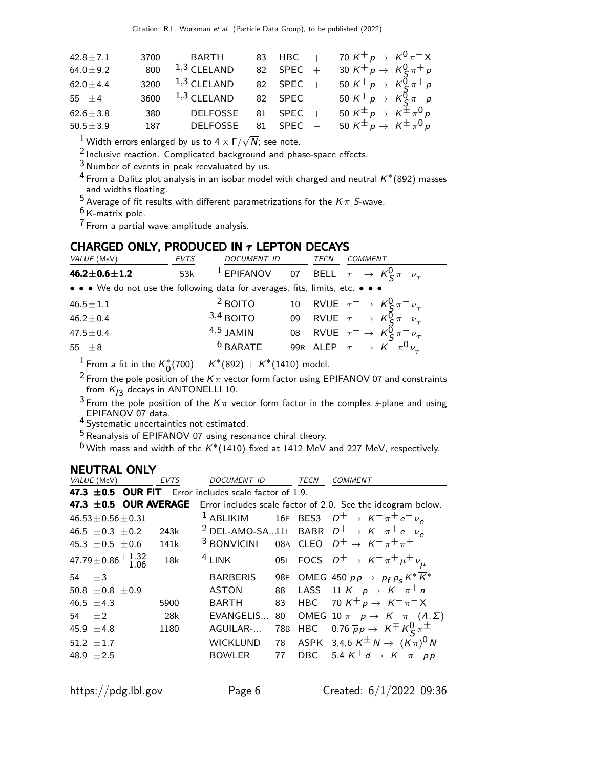| VALUE (MeV) | EVTS | DOCUMENT ID | | TECN | CHG | COMMENT |
|---|---|---|---|---|---|---|
| $42.8 \pm 7.1$ | 3700 | BARTH | 83 | HBC | + | 70 $K^+ p \to K^0 \pi^+ X$ |
| $64.0 \pm 9.2$ | 800 | [1,3] CLELAND | 82 | SPEC | + | 30 $K^+ p \to K^0_S \pi^+ p$ |
| $62.0 \pm 4.4$ | 3200 | [1,3] CLELAND | 82 | SPEC | + | 50 $K^+ p \to K^0_S \pi^+ p$ |
| $55 \pm 4$ | 3600 | [1,3] CLELAND | 82 | SPEC | − | 50 $K^+ p \to K^0_S \pi^- p$ |
| $62.6 \pm 3.8$ | 380 | DELFOSSE | 81 | SPEC | + | 50 $K^\pm p \to K^\pm \pi^0 p$ |
| $50.5 \pm 3.9$ | 187 | DELFOSSE | 81 | SPEC | − | 50 $K^\pm p \to K^\pm \pi^0 p$ |

[1] Width errors enlarged by us to $4 \times \Gamma/\sqrt{N}$; see note.

[2] Inclusive reaction. Complicated background and phase-space effects.

[3] Number of events in peak reevaluated by us.

[4] From a Dalitz plot analysis in an isobar model with charged and neutral $K^*(892)$ masses and widths floating.

[5] Average of fit results with different parametrizations for the $K\pi$ $S$-wave.

[6] K-matrix pole.

[7] From a partial wave amplitude analysis.

## CHARGED ONLY, PRODUCED IN $\tau$ LEPTON DECAYS

| VALUE (MeV) | EVTS | DOCUMENT ID | | TECN | COMMENT |
|---|---|---|---|---|---|
| **$46.2 \pm 0.6 \pm 1.2$** | 53k | [1] EPIFANOV | 07 | BELL | $\tau^- \to K^0_S \pi^- \nu_\tau$ |
| • • • We do not use the following data for averages, fits, limits, etc. • • • | | | | | |
| $46.5 \pm 1.1$ | | [2] BOITO | 10 | RVUE | $\tau^- \to K^0_S \pi^- \nu_\tau$ |
| $46.2 \pm 0.4$ | | [3,4] BOITO | 09 | RVUE | $\tau^- \to K^0_S \pi^- \nu_\tau$ |
| $47.5 \pm 0.4$ | | [4,5] JAMIN | 08 | RVUE | $\tau^- \to K^0_S \pi^- \nu_\tau$ |
| $55 \pm 8$ | | [6] BARATE | 99R | ALEP | $\tau^- \to K^- \pi^0 \nu_\tau$ |

[1] From a fit in the $K^*_0(700) + K^*(892) + K^*(1410)$ model.

[2] From the pole position of the $K\pi$ vector form factor using EPIFANOV 07 and constraints from $K_{l3}$ decays in ANTONELLI 10.

[3] From the pole position of the $K\pi$ vector form factor in the complex $s$-plane and using EPIFANOV 07 data.

[4] Systematic uncertainties not estimated.

[5] Reanalysis of EPIFANOV 07 using resonance chiral theory.

[6] With mass and width of the $K^*(1410)$ fixed at 1412 MeV and 227 MeV, respectively.

## NEUTRAL ONLY

| VALUE (MeV) | EVTS | DOCUMENT ID | | TECN | COMMENT |
|---|---|---|---|---|---|
| **$47.3 \pm 0.5$ OUR FIT** Error includes scale factor of 1.9. | | | | | |
| **$47.3 \pm 0.5$ OUR AVERAGE** Error includes scale factor of 2.0. See the ideogram below. | | | | | |
| $46.53 \pm 0.56 \pm 0.31$ | | [1] ABLIKIM | 16F | BES3 | $D^+ \to K^- \pi^+ e^+ \nu_e$ |
| $46.5 \pm 0.3 \pm 0.2$ | 243k | [2] DEL-AMO-SA...11I | | BABR | $D^+ \to K^- \pi^+ e^+ \nu_e$ |
| $45.3 \pm 0.5 \pm 0.6$ | 141k | [3] BONVICINI | 08A | CLEO | $D^+ \to K^- \pi^+ \pi^+$ |
| $47.79 \pm 0.86 ^{+1.32}_{-1.06}$ | 18k | [4] LINK | 05I | FOCS | $D^+ \to K^- \pi^+ \mu^+ \nu_\mu$ |
| $54 \pm 3$ | | BARBERIS | 98E | OMEG | 450 $pp \to p_f p_s K^* \overline{K}^*$ |
| $50.8 \pm 0.8 \pm 0.9$ | | ASTON | 88 | LASS | 11 $K^- p \to K^- \pi^+ n$ |
| $46.5 \pm 4.3$ | 5900 | BARTH | 83 | HBC | 70 $K^+ p \to K^+ \pi^- X$ |
| $54 \pm 2$ | 28k | EVANGELIS... | 80 | OMEG | 10 $\pi^- p \to K^+ \pi^- (\Lambda, \Sigma)$ |
| $45.9 \pm 4.8$ | 1180 | AGUILAR-... | 78B | HBC | 0.76 $\overline{p} p \to K^\mp K^0_S \pi^\pm$ |
| $51.2 \pm 1.7$ | | WICKLUND | 78 | ASPK | 3,4,6 $K^\pm N \to (K\pi)^0 N$ |
| $48.9 \pm 2.5$ | | BOWLER | 77 | DBC | 5.4 $K^+ d \to K^+ \pi^- pp$ |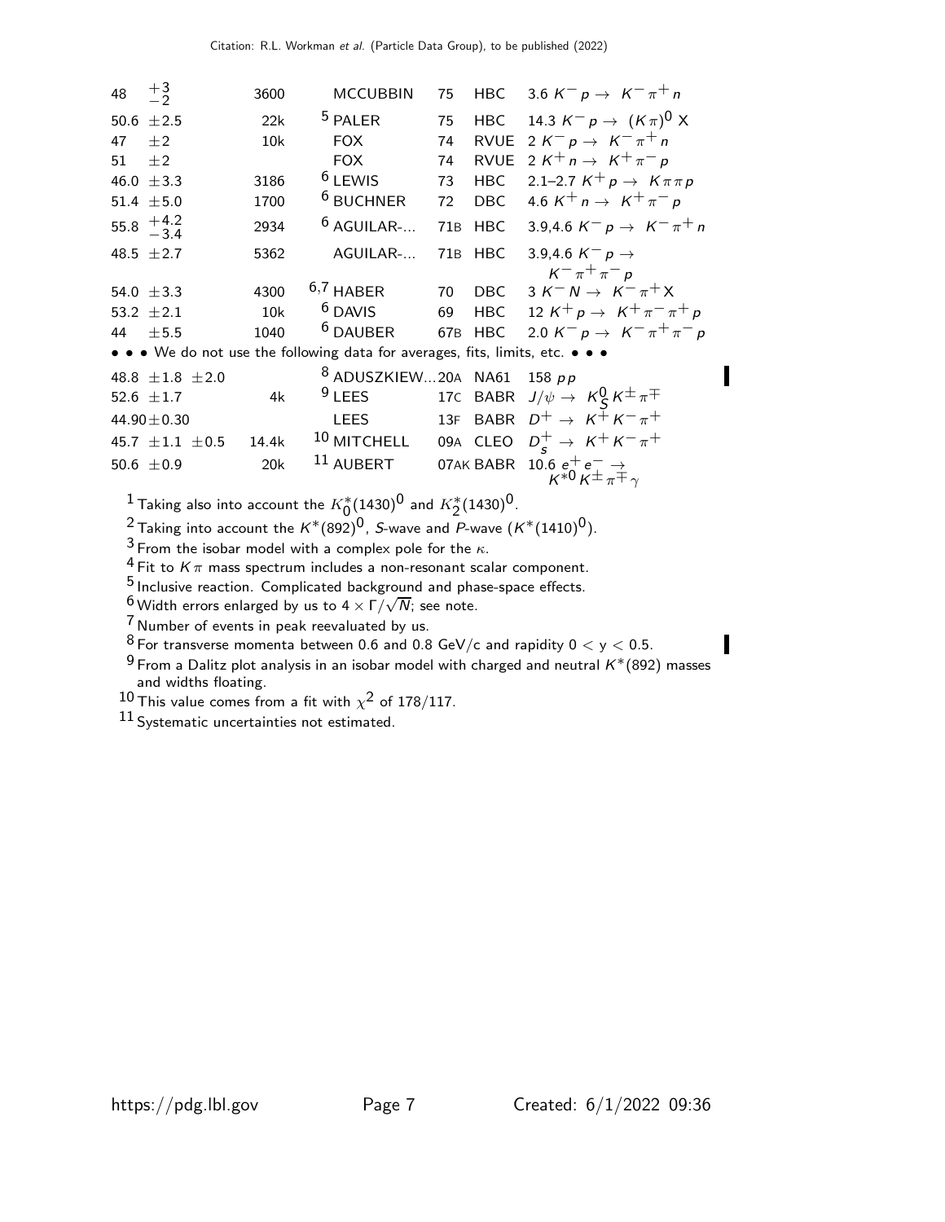| VALUE (MeV) | EVTS | DOCUMENT ID | | TECN | COMMENT |
|---|---|---|---|---|---|
| 48 $^{+3}_{-2}$ | 3600 | MCCUBBIN | 75 | HBC | 3.6 $K^- p \rightarrow K^- \pi^+ n$ |
| 50.6 $\pm$2.5 | 22k | [5] PALER | 75 | HBC | 14.3 $K^- p \rightarrow (K\pi)^0 X$ |
| 47 $\pm$2 | 10k | FOX | 74 | RVUE | 2 $K^- p \rightarrow K^- \pi^+ n$ |
| 51 $\pm$2 | | FOX | 74 | RVUE | 2 $K^+ n \rightarrow K^+ \pi^- p$ |
| 46.0 $\pm$3.3 | 3186 | [6] LEWIS | 73 | HBC | 2.1–2.7 $K^+ p \rightarrow K \pi \pi p$ |
| 51.4 $\pm$5.0 | 1700 | [6] BUCHNER | 72 | DBC | 4.6 $K^+ n \rightarrow K^+ \pi^- p$ |
| 55.8 $^{+4.2}_{-3.4}$ | 2934 | [6] AGUILAR-... | 71B | HBC | 3.9,4.6 $K^- p \rightarrow K^- \pi^+ n$ |
| 48.5 $\pm$2.7 | 5362 | AGUILAR-... | 71B | HBC | 3.9,4.6 $K^- p \rightarrow K^- \pi^+ \pi^- p$ |
| 54.0 $\pm$3.3 | 4300 | [6,7] HABER | 70 | DBC | 3 $K^- N \rightarrow K^- \pi^+ X$ |
| 53.2 $\pm$2.1 | 10k | [6] DAVIS | 69 | HBC | 12 $K^+ p \rightarrow K^+ \pi^- \pi^+ p$ |
| 44 $\pm$5.5 | 1040 | [6] DAUBER | 67B | HBC | 2.0 $K^- p \rightarrow K^- \pi^+ \pi^- p$ |

• • • We do not use the following data for averages, fits, limits, etc. • • •

| VALUE (MeV) | EVTS | DOCUMENT ID | | TECN | COMMENT |
|---|---|---|---|---|---|
| 48.8 $\pm$1.8 $\pm$2.0 | | [8] ADUSZKIEW... | 20A | NA61 | 158 $pp$ |
| 52.6 $\pm$1.7 | 4k | [9] LEES | 17C | BABR | $J/\psi \rightarrow K^0_S K^\pm \pi^\mp$ |
| 44.90$\pm$0.30 | | LEES | 13F | BABR | $D^+ \rightarrow K^+ K^- \pi^+$ |
| 45.7 $\pm$1.1 $\pm$0.5 | 14.4k | [10] MITCHELL | 09A | CLEO | $D^+_s \rightarrow K^+ K^- \pi^+$ |
| 50.6 $\pm$0.9 | 20k | [11] AUBERT | 07AK | BABR | 10.6 $e^+ e^- \rightarrow K^{*0} K^\pm \pi^\mp \gamma$ |

[1] Taking also into account the $K^*_0(1430)^0$ and $K^*_2(1430)^0$.

[2] Taking into account the $K^*(892)^0$, $S$-wave and $P$-wave ($K^*(1410)^0$).

[3] From the isobar model with a complex pole for the $\kappa$.

[4] Fit to $K\pi$ mass spectrum includes a non-resonant scalar component.

[5] Inclusive reaction. Complicated background and phase-space effects.

[6] Width errors enlarged by us to $4 \times \Gamma/\sqrt{N}$; see note.

[7] Number of events in peak reevaluated by us.

[8] For transverse momenta between 0.6 and 0.8 GeV/c and rapidity $0 < y < 0.5$.

[9] From a Dalitz plot analysis in an isobar model with charged and neutral $K^*(892)$ masses and widths floating.

[10] This value comes from a fit with $\chi^2$ of 178/117.

[11] Systematic uncertainties not estimated.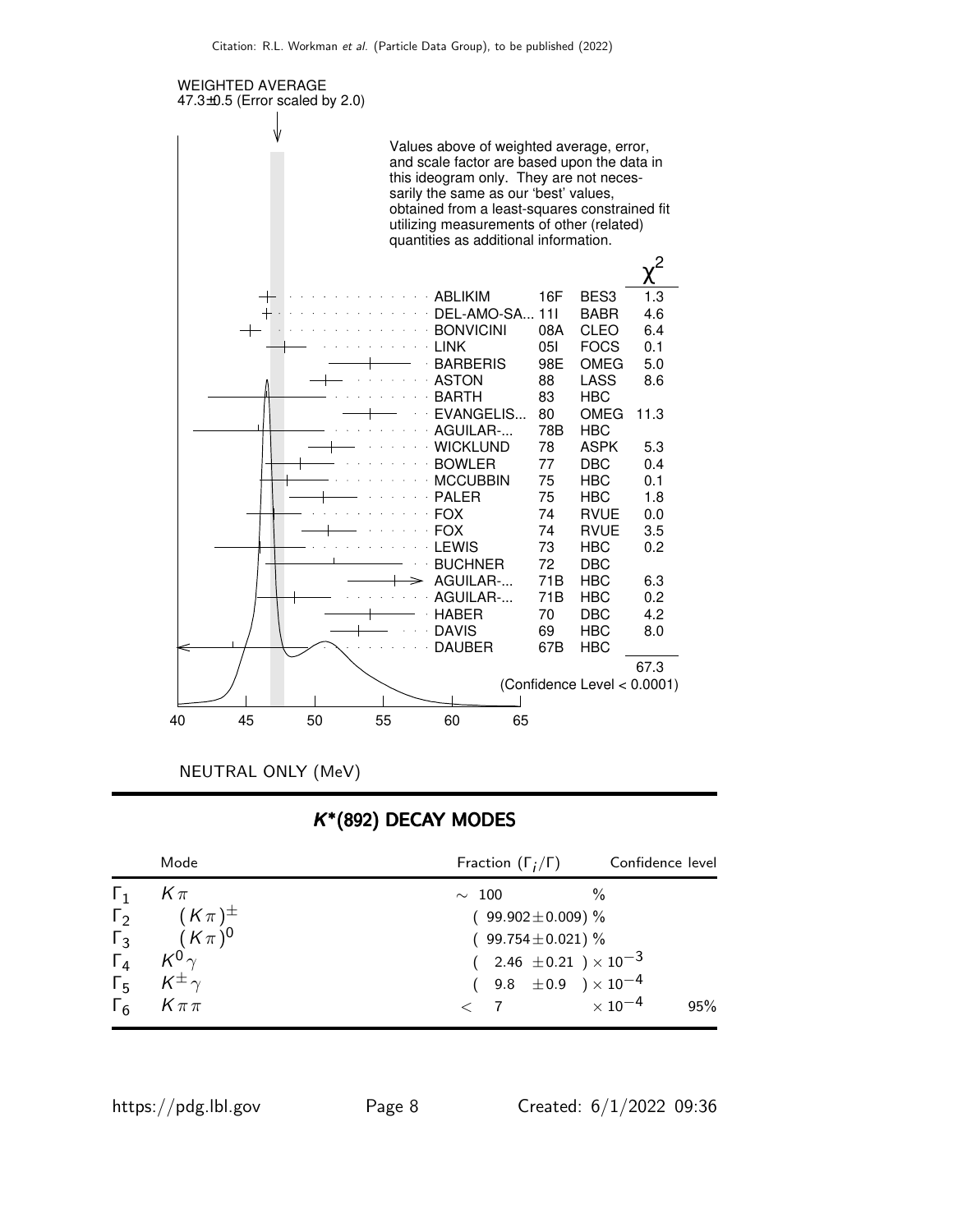WEIGHTED AVERAGE
47.3±0.5 (Error scaled by 2.0)

Values above of weighted average, error, and scale factor are based upon the data in this ideogram only. They are not necessarily the same as our 'best' values, obtained from a least-squares constrained fit utilizing measurements of other (related) quantities as additional information.

| | | | $\chi^2$ |
|---|---|---|---|
| ABLIKIM | 16F | BES3 | 1.3 |
| DEL-AMO-SA... | 11I | BABR | 4.6 |
| BONVICINI | 08A | CLEO | 6.4 |
| LINK | 05I | FOCS | 0.1 |
| BARBERIS | 98E | OMEG | 5.0 |
| ASTON | 88 | LASS | 8.6 |
| BARTH | 83 | HBC | |
| EVANGELIS... | 80 | OMEG | 11.3 |
| AGUILAR-... | 78B | HBC | |
| WICKLUND | 78 | ASPK | 5.3 |
| BOWLER | 77 | DBC | 0.4 |
| MCCUBBIN | 75 | HBC | 0.1 |
| PALER | 75 | HBC | 1.8 |
| FOX | 74 | RVUE | 0.0 |
| FOX | 74 | RVUE | 3.5 |
| LEWIS | 73 | HBC | 0.2 |
| BUCHNER | 72 | DBC | |
| AGUILAR-... | 71B | HBC | 6.3 |
| AGUILAR-... | 71B | HBC | 0.2 |
| HABER | 70 | DBC | 4.2 |
| DAVIS | 69 | HBC | 8.0 |
| DAUBER | 67B | HBC | |
| | | | 67.3 |

(Confidence Level < 0.0001)

NEUTRAL ONLY (MeV)

## $K^*(892)$ DECAY MODES

| | Mode | Fraction ($\Gamma_i/\Gamma$) | Confidence level |
|---|---|---|---|
| $\Gamma_1$ | $K\pi$ | $\sim$ 100 % | |
| $\Gamma_2$ | $(K\pi)^{\pm}$ | ( 99.902 ± 0.009) % | |
| $\Gamma_3$ | $(K\pi)^0$ | ( 99.754 ± 0.021) % | |
| $\Gamma_4$ | $K^0\gamma$ | ( 2.46 ± 0.21 ) $\times 10^{-3}$ | |
| $\Gamma_5$ | $K^{\pm}\gamma$ | ( 9.8 ± 0.9 ) $\times 10^{-4}$ | |
| $\Gamma_6$ | $K\pi\pi$ | < 7 $\times 10^{-4}$ | 95% |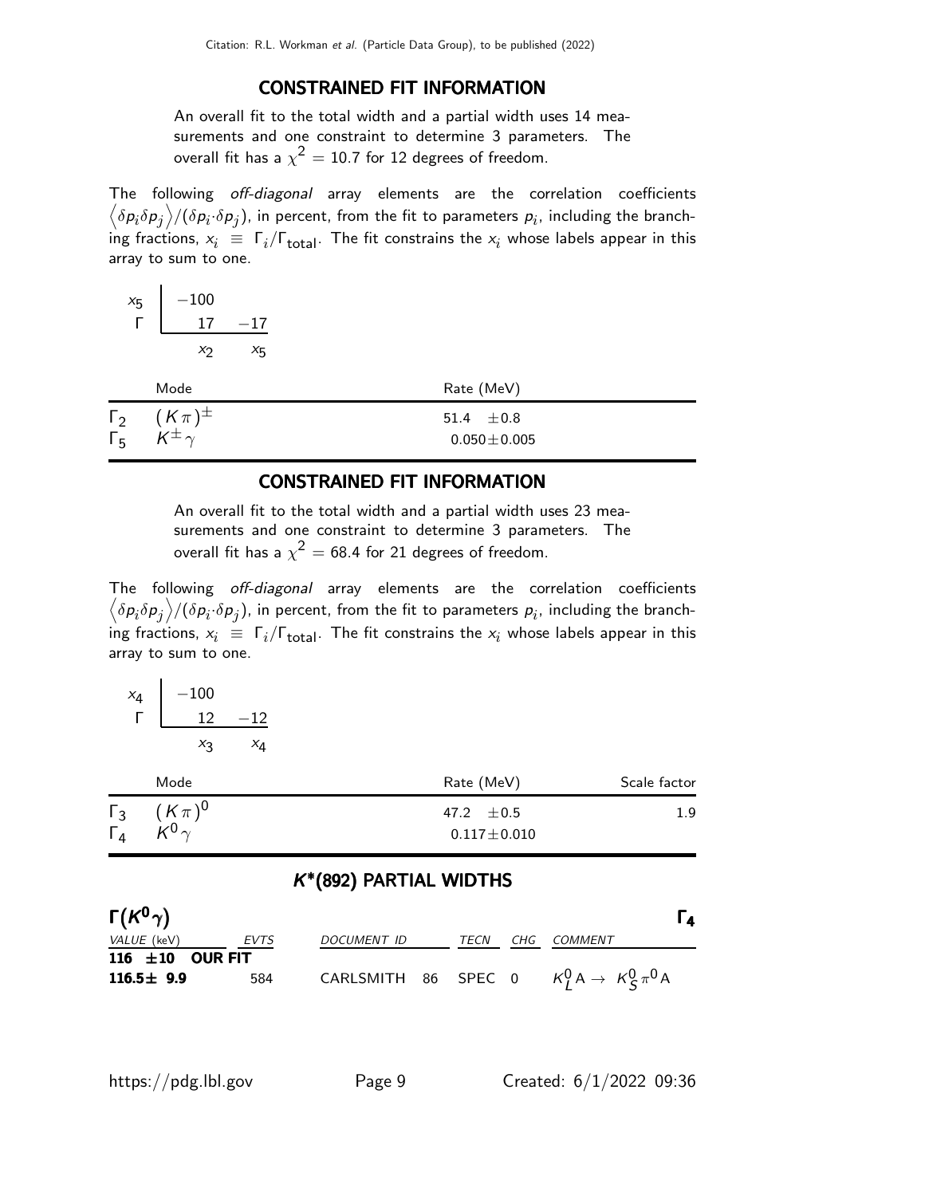## CONSTRAINED FIT INFORMATION

An overall fit to the total width and a partial width uses 14 measurements and one constraint to determine 3 parameters. The overall fit has a $\chi^2 = 10.7$ for 12 degrees of freedom.

The following *off-diagonal* array elements are the correlation coefficients $\left\langle \delta p_i \delta p_j \right\rangle / (\delta p_i \cdot \delta p_j)$, in percent, from the fit to parameters $p_i$, including the branching fractions, $x_i \equiv \Gamma_i / \Gamma_{\text{total}}$. The fit constrains the $x_i$ whose labels appear in this array to sum to one.

| | | |
|---|---|---|
| $x_5$ | −100 | |
| $\Gamma$ | 17 | −17 |
| | $x_2$ | $x_5$ |

| | Mode | Rate (MeV) |
|---|---|---|
| $\Gamma_2$ | $(K\pi)^{\pm}$ | $51.4 \pm 0.8$ |
| $\Gamma_5$ | $K^{\pm}\gamma$ | $0.050 \pm 0.005$ |

## CONSTRAINED FIT INFORMATION

An overall fit to the total width and a partial width uses 23 measurements and one constraint to determine 3 parameters. The overall fit has a $\chi^2 = 68.4$ for 21 degrees of freedom.

The following *off-diagonal* array elements are the correlation coefficients $\left\langle \delta p_i \delta p_j \right\rangle / (\delta p_i \cdot \delta p_j)$, in percent, from the fit to parameters $p_i$, including the branching fractions, $x_i \equiv \Gamma_i / \Gamma_{\text{total}}$. The fit constrains the $x_i$ whose labels appear in this array to sum to one.

| | | |
|---|---|---|
| $x_4$ | −100 | |
| $\Gamma$ | 12 | −12 |
| | $x_3$ | $x_4$ |

| | Mode | Rate (MeV) | Scale factor |
|---|---|---|---|
| $\Gamma_3$ | $(K\pi)^0$ | $47.2 \pm 0.5$ | 1.9 |
| $\Gamma_4$ | $K^0\gamma$ | $0.117 \pm 0.010$ | |

## $K^*(892)$ PARTIAL WIDTHS

**$\Gamma(K^0\gamma)$** **$\Gamma_4$**

| VALUE (keV) | EVTS | DOCUMENT ID | | TECN | CHG | COMMENT |
|---|---|---|---|---|---|---|
| **116 ±10 OUR FIT** | | | | | | |
| **116.5± 9.9** | 584 | CARLSMITH | 86 | SPEC | 0 | $K^0_L A \rightarrow K^0_S \pi^0 A$ |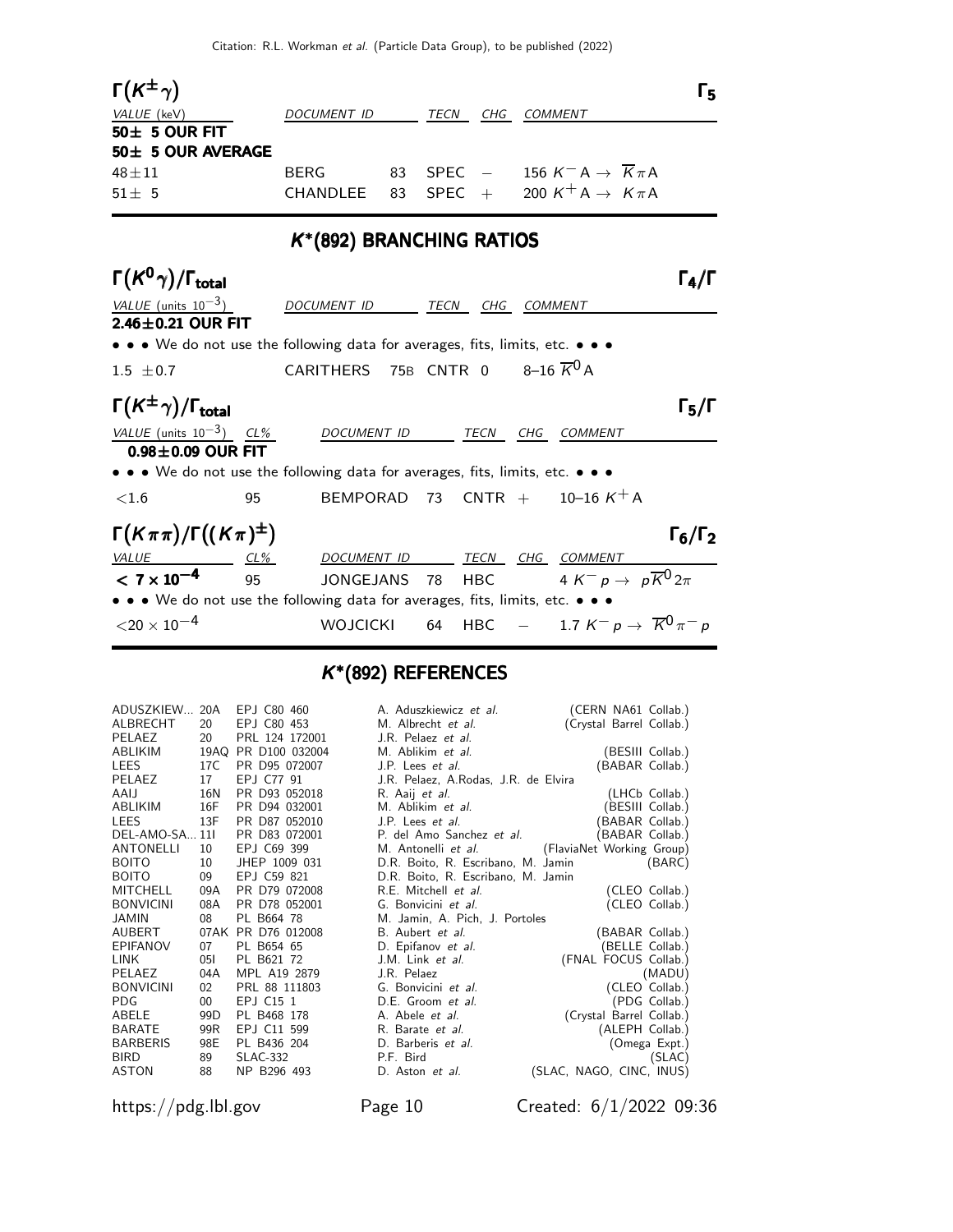### $\Gamma(K^{\pm}\gamma)$ — $\Gamma_5$

| VALUE (keV) | DOCUMENT ID | | TECN | CHG | COMMENT |
|---|---|---|---|---|---|
| **50± 5 OUR FIT** | | | | | |
| **50± 5 OUR AVERAGE** | | | | | |
| 48±11 | BERG | 83 | SPEC | − | 156 $K^- A \to \overline{K}\pi A$ |
| 51± 5 | CHANDLEE | 83 | SPEC | + | 200 $K^+ A \to K\pi A$ |

## $K^*(892)$ BRANCHING RATIOS

### $\Gamma(K^0\gamma)/\Gamma_{\text{total}}$ — $\Gamma_4/\Gamma$

| VALUE (units $10^{-3}$) | DOCUMENT ID | | TECN | CHG | COMMENT |
|---|---|---|---|---|---|
| **2.46±0.21 OUR FIT** | | | | | |
| • • • We do not use the following data for averages, fits, limits, etc. • • • | | | | | |
| 1.5 ±0.7 | CARITHERS | 75B | CNTR | 0 | 8–16 $\overline{K}^0 A$ |

### $\Gamma(K^{\pm}\gamma)/\Gamma_{\text{total}}$ — $\Gamma_5/\Gamma$

| VALUE (units $10^{-3}$) | CL% | DOCUMENT ID | | TECN | CHG | COMMENT |
|---|---|---|---|---|---|---|
| **0.98±0.09 OUR FIT** | | | | | | |
| • • • We do not use the following data for averages, fits, limits, etc. • • • | | | | | | |
| <1.6 | 95 | BEMPORAD | 73 | CNTR | + | 10–16 $K^+ A$ |

### $\Gamma(K\pi\pi)/\Gamma((K\pi)^{\pm})$ — $\Gamma_6/\Gamma_2$

| VALUE | CL% | DOCUMENT ID | | TECN | CHG | COMMENT |
|---|---|---|---|---|---|---|
| **< 7 × 10$^{-4}$** | 95 | JONGEJANS | 78 | HBC | | 4 $K^- p \to p\overline{K}^0 2\pi$ |
| • • • We do not use the following data for averages, fits, limits, etc. • • • | | | | | | |
| $<20 \times 10^{-4}$ | | WOJCICKI | 64 | HBC | − | 1.7 $K^- p \to \overline{K}^0\pi^- p$ |

## $K^*(892)$ REFERENCES

| | | | | |
|---|---|---|---|---|
| ADUSZKIEW... | 20A | EPJ C80 460 | A. Aduszkiewicz *et al.* | (CERN NA61 Collab.) |
| ALBRECHT | 20 | EPJ C80 453 | M. Albrecht *et al.* | (Crystal Barrel Collab.) |
| PELAEZ | 20 | PRL 124 172001 | J.R. Pelaez *et al.* | |
| ABLIKIM | 19AQ | PR D100 032004 | M. Ablikim *et al.* | (BESIII Collab.) |
| LEES | 17C | PR D95 072007 | J.P. Lees *et al.* | (BABAR Collab.) |
| PELAEZ | 17 | EPJ C77 91 | J.R. Pelaez, A.Rodas, J.R. de Elvira | |
| AAIJ | 16N | PR D93 052018 | R. Aaij *et al.* | (LHCb Collab.) |
| ABLIKIM | 16F | PR D94 032001 | M. Ablikim *et al.* | (BESIII Collab.) |
| LEES | 13F | PR D87 052010 | J.P. Lees *et al.* | (BABAR Collab.) |
| DEL-AMO-SA... | 11I | PR D83 072001 | P. del Amo Sanchez *et al.* | (BABAR Collab.) |
| ANTONELLI | 10 | EPJ C69 399 | M. Antonelli *et al.* | (FlaviaNet Working Group) |
| BOITO | 10 | JHEP 1009 031 | D.R. Boito, R. Escribano, M. Jamin | (BARC) |
| BOITO | 09 | EPJ C59 821 | D.R. Boito, R. Escribano, M. Jamin | |
| MITCHELL | 09A | PR D79 072008 | R.E. Mitchell *et al.* | (CLEO Collab.) |
| BONVICINI | 08A | PR D78 052001 | G. Bonvicini *et al.* | (CLEO Collab.) |
| JAMIN | 08 | PL B664 78 | M. Jamin, A. Pich, J. Portoles | |
| AUBERT | 07AK | PR D76 012008 | B. Aubert *et al.* | (BABAR Collab.) |
| EPIFANOV | 07 | PL B654 65 | D. Epifanov *et al.* | (BELLE Collab.) |
| LINK | 05I | PL B621 72 | J.M. Link *et al.* | (FNAL FOCUS Collab.) |
| PELAEZ | 04A | MPL A19 2879 | J.R. Pelaez | (MADU) |
| BONVICINI | 02 | PRL 88 111803 | G. Bonvicini *et al.* | (CLEO Collab.) |
| PDG | 00 | EPJ C15 1 | D.E. Groom *et al.* | (PDG Collab.) |
| ABELE | 99D | PL B468 178 | A. Abele *et al.* | (Crystal Barrel Collab.) |
| BARATE | 99R | EPJ C11 599 | R. Barate *et al.* | (ALEPH Collab.) |
| BARBERIS | 98E | PL B436 204 | D. Barberis *et al.* | (Omega Expt.) |
| BIRD | 89 | SLAC-332 | P.F. Bird | (SLAC) |
| ASTON | 88 | NP B296 493 | D. Aston *et al.* | (SLAC, NAGO, CINC, INUS) |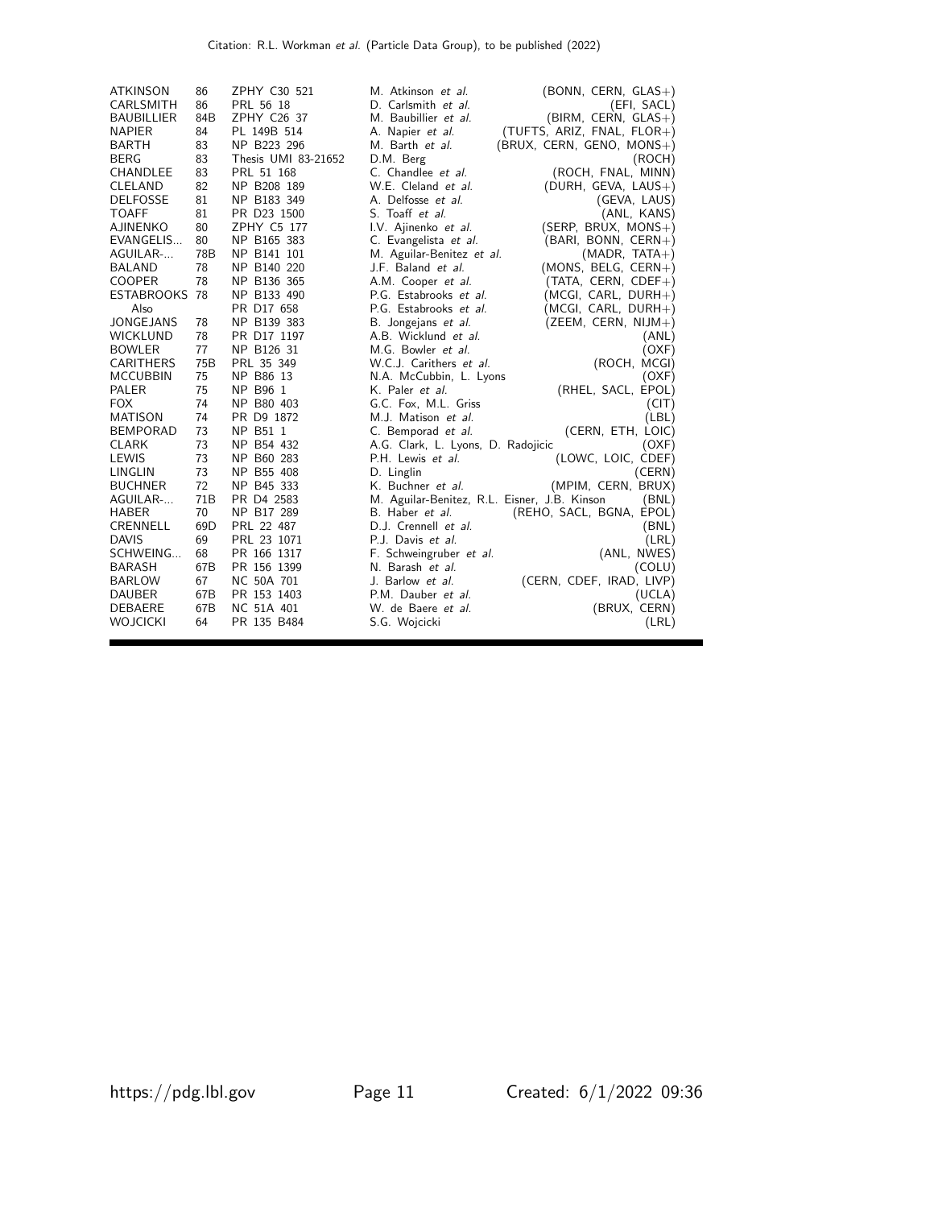| | | | | |
|---|---|---|---|---|
| ATKINSON | 86 | ZPHY C30 521 | M. Atkinson *et al.* | (BONN, CERN, GLAS+) |
| CARLSMITH | 86 | PRL 56 18 | D. Carlsmith *et al.* | (EFI, SACL) |
| BAUBILLIER | 84B | ZPHY C26 37 | M. Baubillier *et al.* | (BIRM, CERN, GLAS+) |
| NAPIER | 84 | PL 149B 514 | A. Napier *et al.* | (TUFTS, ARIZ, FNAL, FLOR+) |
| BARTH | 83 | NP B223 296 | M. Barth *et al.* | (BRUX, CERN, GENO, MONS+) |
| BERG | 83 | Thesis UMI 83-21652 | D.M. Berg | (ROCH) |
| CHANDLEE | 83 | PRL 51 168 | C. Chandlee *et al.* | (ROCH, FNAL, MINN) |
| CLELAND | 82 | NP B208 189 | W.E. Cleland *et al.* | (DURH, GEVA, LAUS+) |
| DELFOSSE | 81 | NP B183 349 | A. Delfosse *et al.* | (GEVA, LAUS) |
| TOAFF | 81 | PR D23 1500 | S. Toaff *et al.* | (ANL, KANS) |
| AJINENKO | 80 | ZPHY C5 177 | I.V. Ajinenko *et al.* | (SERP, BRUX, MONS+) |
| EVANGELIS... | 80 | NP B165 383 | C. Evangelista *et al.* | (BARI, BONN, CERN+) |
| AGUILAR-... | 78B | NP B141 101 | M. Aguilar-Benitez *et al.* | (MADR, TATA+) |
| BALAND | 78 | NP B140 220 | J.F. Baland *et al.* | (MONS, BELG, CERN+) |
| COOPER | 78 | NP B136 365 | A.M. Cooper *et al.* | (TATA, CERN, CDEF+) |
| ESTABROOKS | 78 | NP B133 490 | P.G. Estabrooks *et al.* | (MCGI, CARL, DURH+) |
| Also | | PR D17 658 | P.G. Estabrooks *et al.* | (MCGI, CARL, DURH+) |
| JONGEJANS | 78 | NP B139 383 | B. Jongejans *et al.* | (ZEEM, CERN, NIJM+) |
| WICKLUND | 78 | PR D17 1197 | A.B. Wicklund *et al.* | (ANL) |
| BOWLER | 77 | NP B126 31 | M.G. Bowler *et al.* | (OXF) |
| CARITHERS | 75B | PRL 35 349 | W.C.J. Carithers *et al.* | (ROCH, MCGI) |
| MCCUBBIN | 75 | NP B86 13 | N.A. McCubbin, L. Lyons | (OXF) |
| PALER | 75 | NP B96 1 | K. Paler *et al.* | (RHEL, SACL, EPOL) |
| FOX | 74 | NP B80 403 | G.C. Fox, M.L. Griss | (CIT) |
| MATISON | 74 | PR D9 1872 | M.J. Matison *et al.* | (LBL) |
| BEMPORAD | 73 | NP B51 1 | C. Bemporad *et al.* | (CERN, ETH, LOIC) |
| CLARK | 73 | NP B54 432 | A.G. Clark, L. Lyons, D. Radojicic | (OXF) |
| LEWIS | 73 | NP B60 283 | P.H. Lewis *et al.* | (LOWC, LOIC, CDEF) |
| LINGLIN | 73 | NP B55 408 | D. Linglin | (CERN) |
| BUCHNER | 72 | NP B45 333 | K. Buchner *et al.* | (MPIM, CERN, BRUX) |
| AGUILAR-... | 71B | PR D4 2583 | M. Aguilar-Benitez, R.L. Eisner, J.B. Kinson | (BNL) |
| HABER | 70 | NP B17 289 | B. Haber *et al.* | (REHO, SACL, BGNA, EPOL) |
| CRENNELL | 69D | PRL 22 487 | D.J. Crennell *et al.* | (BNL) |
| DAVIS | 69 | PRL 23 1071 | P.J. Davis *et al.* | (LRL) |
| SCHWEING... | 68 | PR 166 1317 | F. Schweingruber *et al.* | (ANL, NWES) |
| BARASH | 67B | PR 156 1399 | N. Barash *et al.* | (COLU) |
| BARLOW | 67 | NC 50A 701 | J. Barlow *et al.* | (CERN, CDEF, IRAD, LIVP) |
| DAUBER | 67B | PR 153 1403 | P.M. Dauber *et al.* | (UCLA) |
| DEBAERE | 67B | NC 51A 401 | W. de Baere *et al.* | (BRUX, CERN) |
| WOJCICKI | 64 | PR 135 B484 | S.G. Wojcicki | (LRL) |